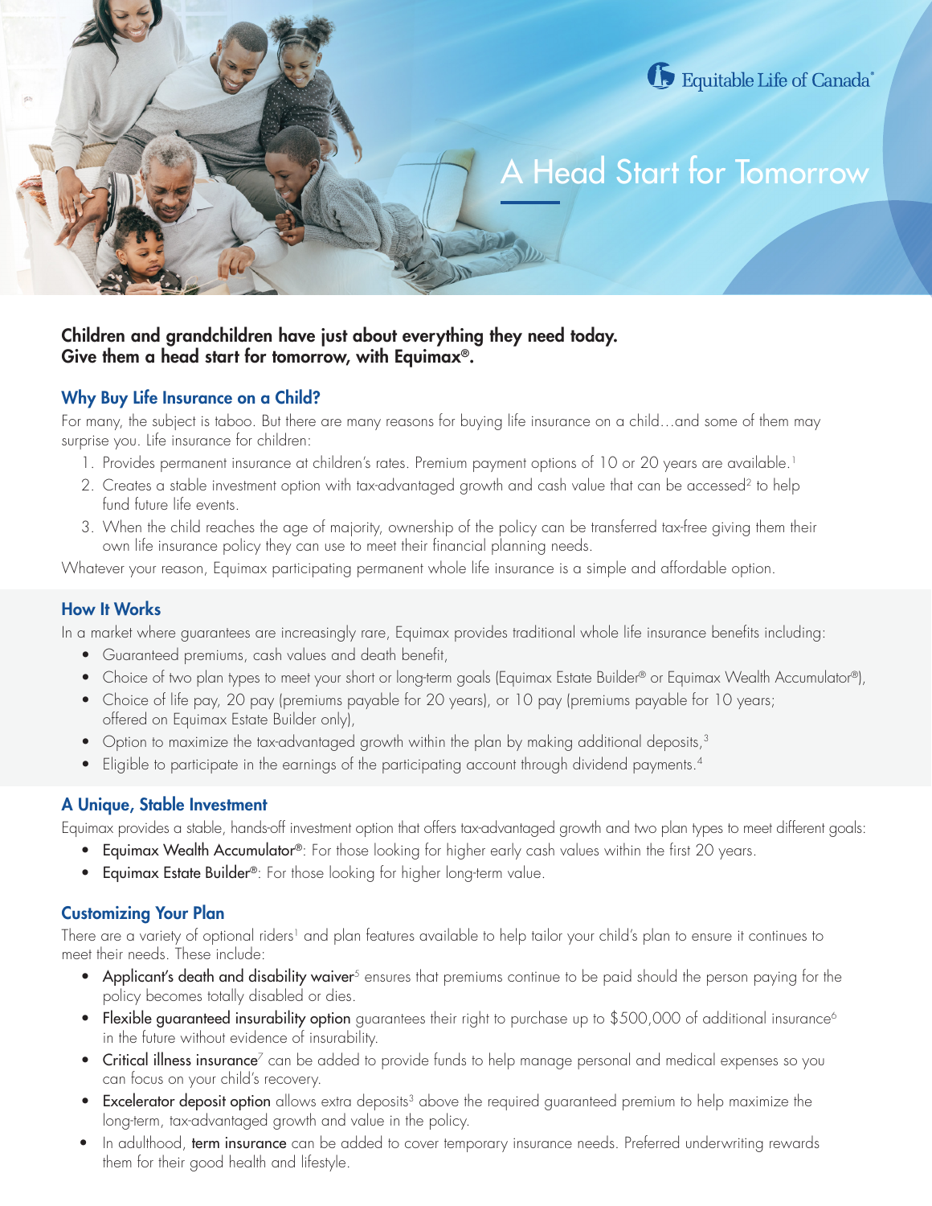Equitable Life of Canada®

# A Head Start for Tomorrow

**Children and grandchildren have just about everything they need today. Give them a head start for tomorrow, with Equimax®.**

## Why Buy Life Insurance on a Child?

For many, the subject is taboo. But there are many reasons for buying life insurance on a child…and some of them may surprise you. Life insurance for children:

1. Provides permanent insurance at children's rates. Premium payment options of 10 or 20 years are available.[1]
2. Creates a stable investment option with tax-advantaged growth and cash value that can be accessed[2] to help fund future life events.
3. When the child reaches the age of majority, ownership of the policy can be transferred tax-free giving them their own life insurance policy they can use to meet their financial planning needs.

Whatever your reason, Equimax participating permanent whole life insurance is a simple and affordable option.

## How It Works

In a market where guarantees are increasingly rare, Equimax provides traditional whole life insurance benefits including:

- Guaranteed premiums, cash values and death benefit,
- Choice of two plan types to meet your short or long-term goals (Equimax Estate Builder® or Equimax Wealth Accumulator®),
- Choice of life pay, 20 pay (premiums payable for 20 years), or 10 pay (premiums payable for 10 years; offered on Equimax Estate Builder only),
- Option to maximize the tax-advantaged growth within the plan by making additional deposits,[3]
- Eligible to participate in the earnings of the participating account through dividend payments.[4]

## A Unique, Stable Investment

Equimax provides a stable, hands-off investment option that offers tax-advantaged growth and two plan types to meet different goals:

- Equimax Wealth Accumulator®: For those looking for higher early cash values within the first 20 years.
- Equimax Estate Builder®: For those looking for higher long-term value.

## Customizing Your Plan

There are a variety of optional riders[1] and plan features available to help tailor your child's plan to ensure it continues to meet their needs. These include:

- **Applicant's death and disability waiver**[5] ensures that premiums continue to be paid should the person paying for the policy becomes totally disabled or dies.
- **Flexible guaranteed insurability option** guarantees their right to purchase up to $500,000 of additional insurance[6] in the future without evidence of insurability.
- **Critical illness insurance**[7] can be added to provide funds to help manage personal and medical expenses so you can focus on your child's recovery.
- **Excelerator deposit option** allows extra deposits[3] above the required guaranteed premium to help maximize the long-term, tax-advantaged growth and value in the policy.
- In adulthood, **term insurance** can be added to cover temporary insurance needs. Preferred underwriting rewards them for their good health and lifestyle.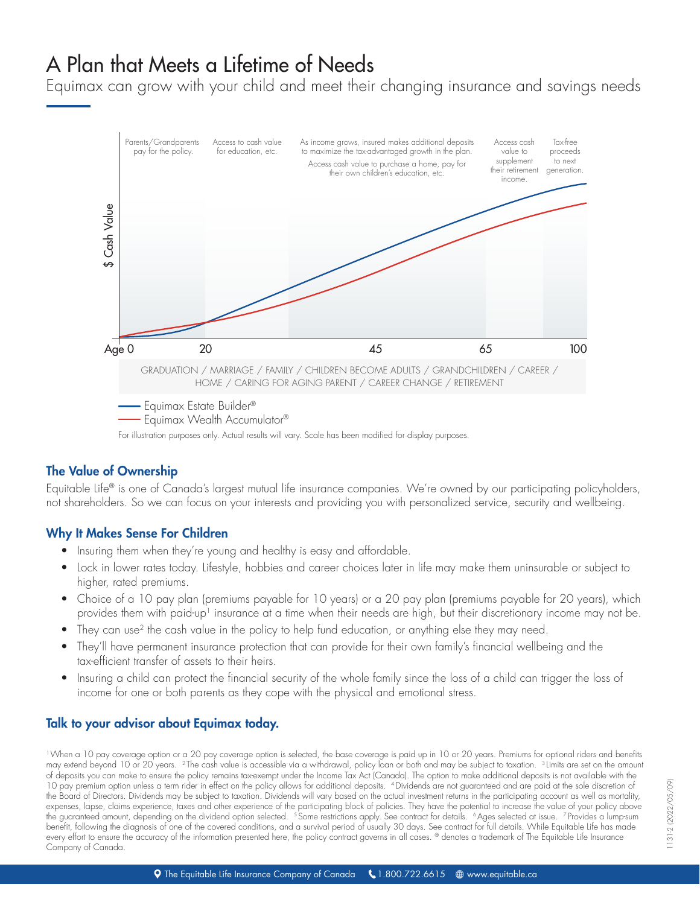# A Plan that Meets a Lifetime of Needs

Equimax can grow with your child and meet their changing insurance and savings needs

Parents/Grandparents pay for the policy.

Access to cash value for education, etc.

As income grows, insured makes additional deposits to maximize the tax-advantaged growth in the plan.

Access cash value to purchase a home, pay for their own children's education, etc.

Access cash value to supplement their retirement income.

Tax-free proceeds to next generation.

$ Cash Value

Age 0

20

45

65

100

GRADUATION / MARRIAGE / FAMILY / CHILDREN BECOME ADULTS / GRANDCHILDREN / CAREER / HOME / CARING FOR AGING PARENT / CAREER CHANGE / RETIREMENT

Equimax Estate Builder®

Equimax Wealth Accumulator®

For illustration purposes only. Actual results will vary. Scale has been modified for display purposes.

### The Value of Ownership

Equitable Life® is one of Canada's largest mutual life insurance companies. We're owned by our participating policyholders, not shareholders. So we can focus on your interests and providing you with personalized service, security and wellbeing.

### Why It Makes Sense For Children

- Insuring them when they're young and healthy is easy and affordable.
- Lock in lower rates today. Lifestyle, hobbies and career choices later in life may make them uninsurable or subject to higher, rated premiums.
- Choice of a 10 pay plan (premiums payable for 10 years) or a 20 pay plan (premiums payable for 20 years), which provides them with paid-up[1] insurance at a time when their needs are high, but their discretionary income may not be.
- They can use[2] the cash value in the policy to help fund education, or anything else they may need.
- They'll have permanent insurance protection that can provide for their own family's financial wellbeing and the tax-efficient transfer of assets to their heirs.
- Insuring a child can protect the financial security of the whole family since the loss of a child can trigger the loss of income for one or both parents as they cope with the physical and emotional stress.

### Talk to your advisor about Equimax today.

[1]When a 10 pay coverage option or a 20 pay coverage option is selected, the base coverage is paid up in 10 or 20 years. Premiums for optional riders and benefits may extend beyond 10 or 20 years. [2]The cash value is accessible via a withdrawal, policy loan or both and may be subject to taxation. [3]Limits are set on the amount of deposits you can make to ensure the policy remains tax-exempt under the Income Tax Act (Canada). The option to make additional deposits is not available with the 10 pay premium option unless a term rider in effect on the policy allows for additional deposits. [4]Dividends are not guaranteed and are paid at the sole discretion of the Board of Directors. Dividends may be subject to taxation. Dividends will vary based on the actual investment returns in the participating account as well as mortality, expenses, lapse, claims experience, taxes and other experience of the participating block of policies. They have the potential to increase the value of your policy above the guaranteed amount, depending on the dividend option selected. [5]Some restrictions apply. See contract for details. [6]Ages selected at issue. [7]Provides a lump-sum benefit, following the diagnosis of one of the covered conditions, and a survival period of usually 30 days. See contract for full details. While Equitable Life has made every effort to ensure the accuracy of the information presented here, the policy contract governs in all cases. ® denotes a trademark of The Equitable Life Insurance Company of Canada.

1131-2 (2022/05/09)

The Equitable Life Insurance Company of Canada 1.800.722.6615 www.equitable.ca